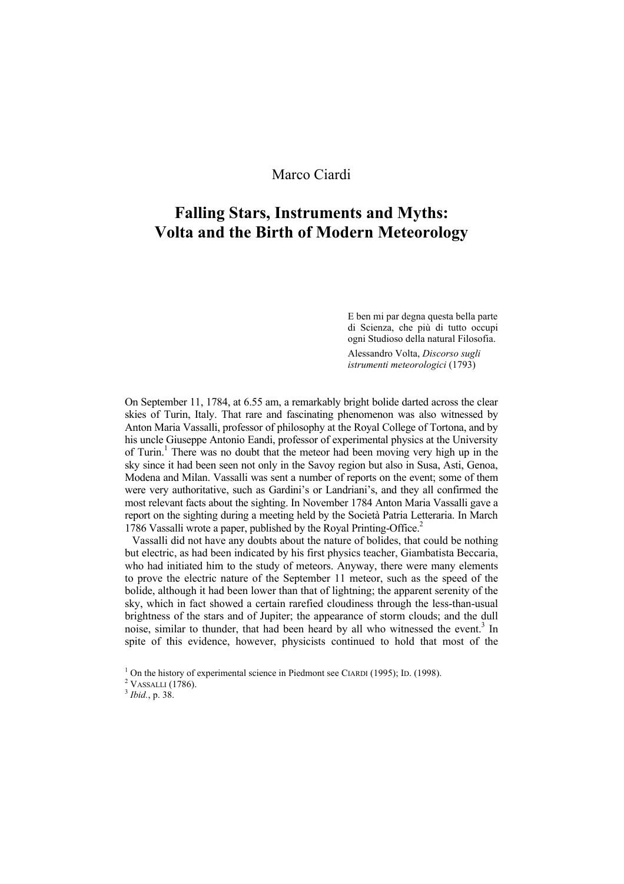Marco Ciardi

# Falling Stars, Instruments and Myths: Volta and the Birth of Modern Meteorology

> E ben mi par degna questa bella parte di Scienza, che più di tutto occupi ogni Studioso della natural Filosofia.
>
> Alessandro Volta, *Discorso sugli istrumenti meteorologici* (1793)

On September 11, 1784, at 6.55 am, a remarkably bright bolide darted across the clear skies of Turin, Italy. That rare and fascinating phenomenon was also witnessed by Anton Maria Vassalli, professor of philosophy at the Royal College of Tortona, and by his uncle Giuseppe Antonio Eandi, professor of experimental physics at the University of Turin.[1] There was no doubt that the meteor had been moving very high up in the sky since it had been seen not only in the Savoy region but also in Susa, Asti, Genoa, Modena and Milan. Vassalli was sent a number of reports on the event; some of them were very authoritative, such as Gardini's or Landriani's, and they all confirmed the most relevant facts about the sighting. In November 1784 Anton Maria Vassalli gave a report on the sighting during a meeting held by the Società Patria Letteraria. In March 1786 Vassalli wrote a paper, published by the Royal Printing-Office.[2]

Vassalli did not have any doubts about the nature of bolides, that could be nothing but electric, as had been indicated by his first physics teacher, Giambatista Beccaria, who had initiated him to the study of meteors. Anyway, there were many elements to prove the electric nature of the September 11 meteor, such as the speed of the bolide, although it had been lower than that of lightning; the apparent serenity of the sky, which in fact showed a certain rarefied cloudiness through the less-than-usual brightness of the stars and of Jupiter; the appearance of storm clouds; and the dull noise, similar to thunder, that had been heard by all who witnessed the event.[3] In spite of this evidence, however, physicists continued to hold that most of the

[1] On the history of experimental science in Piedmont see CIARDI (1995); ID. (1998).

[2] VASSALLI (1786).

[3] *Ibid.*, p. 38.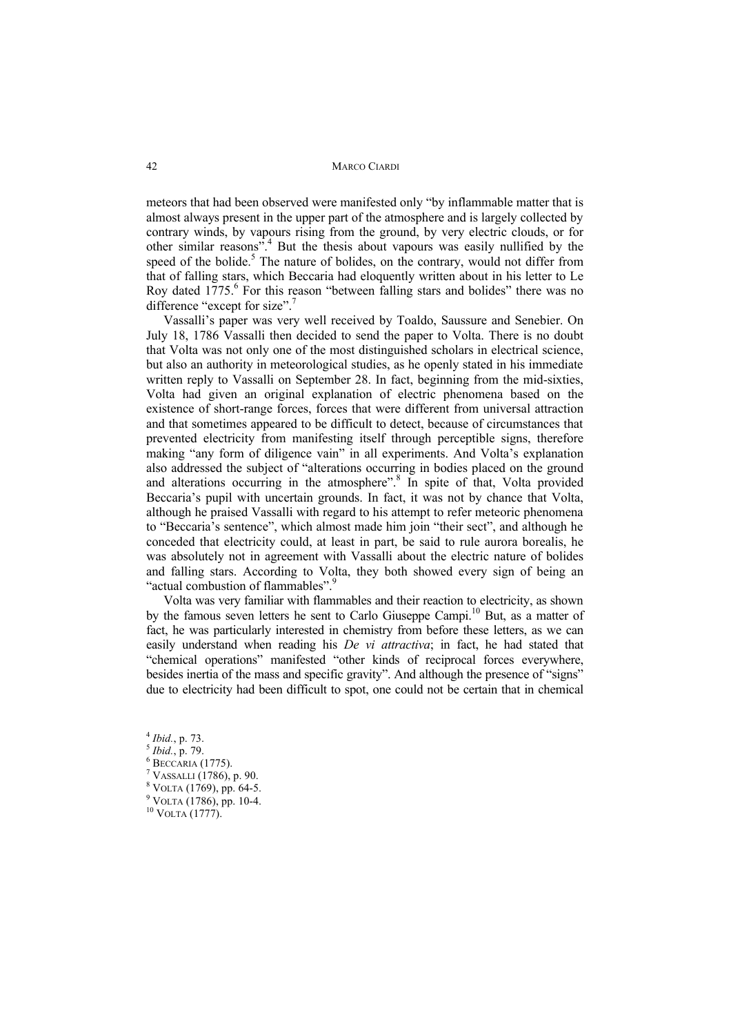meteors that had been observed were manifested only "by inflammable matter that is almost always present in the upper part of the atmosphere and is largely collected by contrary winds, by vapours rising from the ground, by very electric clouds, or for other similar reasons".[4] But the thesis about vapours was easily nullified by the speed of the bolide.[5] The nature of bolides, on the contrary, would not differ from that of falling stars, which Beccaria had eloquently written about in his letter to Le Roy dated 1775.[6] For this reason "between falling stars and bolides" there was no difference "except for size".[7]

Vassalli's paper was very well received by Toaldo, Saussure and Senebier. On July 18, 1786 Vassalli then decided to send the paper to Volta. There is no doubt that Volta was not only one of the most distinguished scholars in electrical science, but also an authority in meteorological studies, as he openly stated in his immediate written reply to Vassalli on September 28. In fact, beginning from the mid-sixties, Volta had given an original explanation of electric phenomena based on the existence of short-range forces, forces that were different from universal attraction and that sometimes appeared to be difficult to detect, because of circumstances that prevented electricity from manifesting itself through perceptible signs, therefore making "any form of diligence vain" in all experiments. And Volta's explanation also addressed the subject of "alterations occurring in bodies placed on the ground and alterations occurring in the atmosphere".[8] In spite of that, Volta provided Beccaria's pupil with uncertain grounds. In fact, it was not by chance that Volta, although he praised Vassalli with regard to his attempt to refer meteoric phenomena to "Beccaria's sentence", which almost made him join "their sect", and although he conceded that electricity could, at least in part, be said to rule aurora borealis, he was absolutely not in agreement with Vassalli about the electric nature of bolides and falling stars. According to Volta, they both showed every sign of being an "actual combustion of flammables".[9]

Volta was very familiar with flammables and their reaction to electricity, as shown by the famous seven letters he sent to Carlo Giuseppe Campi.[10] But, as a matter of fact, he was particularly interested in chemistry from before these letters, as we can easily understand when reading his *De vi attractiva*; in fact, he had stated that "chemical operations" manifested "other kinds of reciprocal forces everywhere, besides inertia of the mass and specific gravity". And although the presence of "signs" due to electricity had been difficult to spot, one could not be certain that in chemical

[4] *Ibid.*, p. 73.
[5] *Ibid.*, p. 79.
[6] Beccaria (1775).
[7] Vassalli (1786), p. 90.
[8] Volta (1769), pp. 64-5.
[9] Volta (1786), pp. 10-4.
[10] Volta (1777).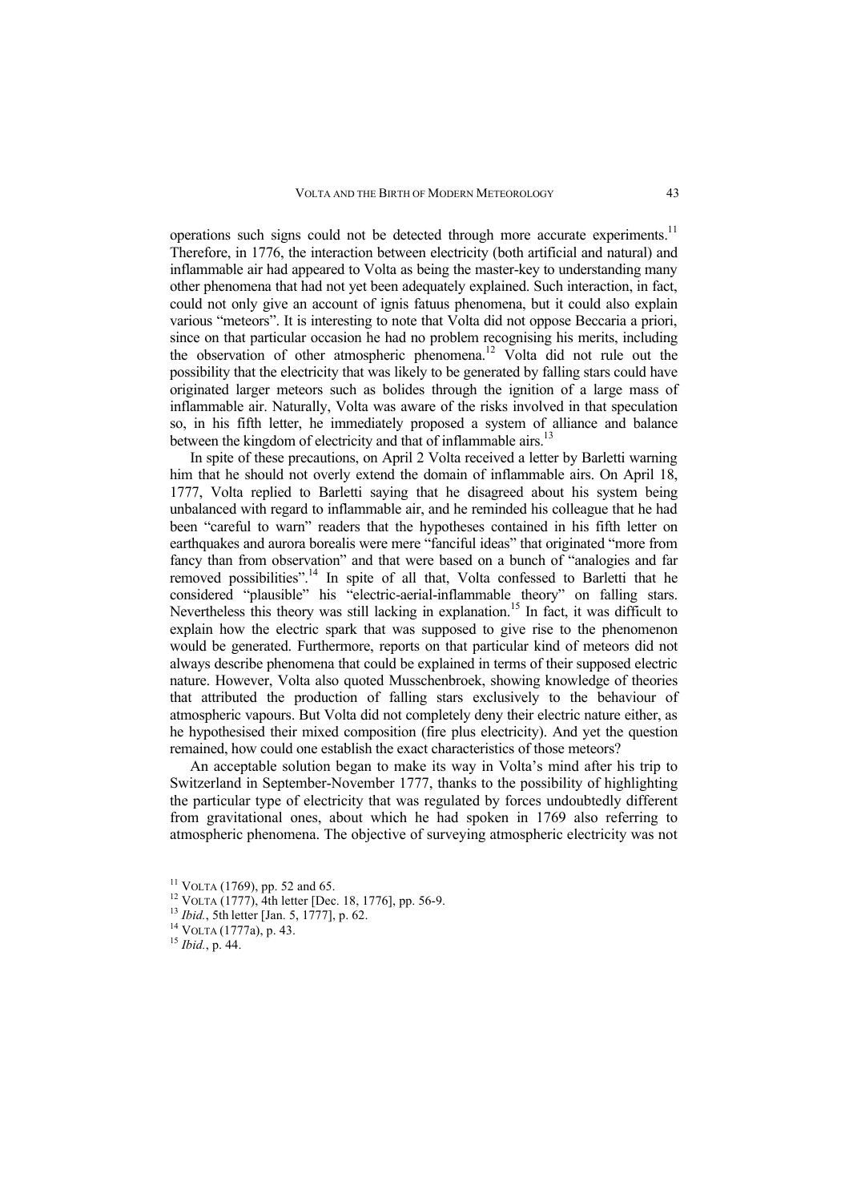operations such signs could not be detected through more accurate experiments.[11] Therefore, in 1776, the interaction between electricity (both artificial and natural) and inflammable air had appeared to Volta as being the master-key to understanding many other phenomena that had not yet been adequately explained. Such interaction, in fact, could not only give an account of ignis fatuus phenomena, but it could also explain various "meteors". It is interesting to note that Volta did not oppose Beccaria a priori, since on that particular occasion he had no problem recognising his merits, including the observation of other atmospheric phenomena.[12] Volta did not rule out the possibility that the electricity that was likely to be generated by falling stars could have originated larger meteors such as bolides through the ignition of a large mass of inflammable air. Naturally, Volta was aware of the risks involved in that speculation so, in his fifth letter, he immediately proposed a system of alliance and balance between the kingdom of electricity and that of inflammable airs.[13]

In spite of these precautions, on April 2 Volta received a letter by Barletti warning him that he should not overly extend the domain of inflammable airs. On April 18, 1777, Volta replied to Barletti saying that he disagreed about his system being unbalanced with regard to inflammable air, and he reminded his colleague that he had been "careful to warn" readers that the hypotheses contained in his fifth letter on earthquakes and aurora borealis were mere "fanciful ideas" that originated "more from fancy than from observation" and that were based on a bunch of "analogies and far removed possibilities".[14] In spite of all that, Volta confessed to Barletti that he considered "plausible" his "electric-aerial-inflammable theory" on falling stars. Nevertheless this theory was still lacking in explanation.[15] In fact, it was difficult to explain how the electric spark that was supposed to give rise to the phenomenon would be generated. Furthermore, reports on that particular kind of meteors did not always describe phenomena that could be explained in terms of their supposed electric nature. However, Volta also quoted Musschenbroek, showing knowledge of theories that attributed the production of falling stars exclusively to the behaviour of atmospheric vapours. But Volta did not completely deny their electric nature either, as he hypothesised their mixed composition (fire plus electricity). And yet the question remained, how could one establish the exact characteristics of those meteors?

An acceptable solution began to make its way in Volta's mind after his trip to Switzerland in September-November 1777, thanks to the possibility of highlighting the particular type of electricity that was regulated by forces undoubtedly different from gravitational ones, about which he had spoken in 1769 also referring to atmospheric phenomena. The objective of surveying atmospheric electricity was not

[11] VOLTA (1769), pp. 52 and 65.

[12] VOLTA (1777), 4th letter [Dec. 18, 1776], pp. 56-9.

[13] *Ibid.*, 5th letter [Jan. 5, 1777], p. 62.

[14] VOLTA (1777a), p. 43.

[15] *Ibid.*, p. 44.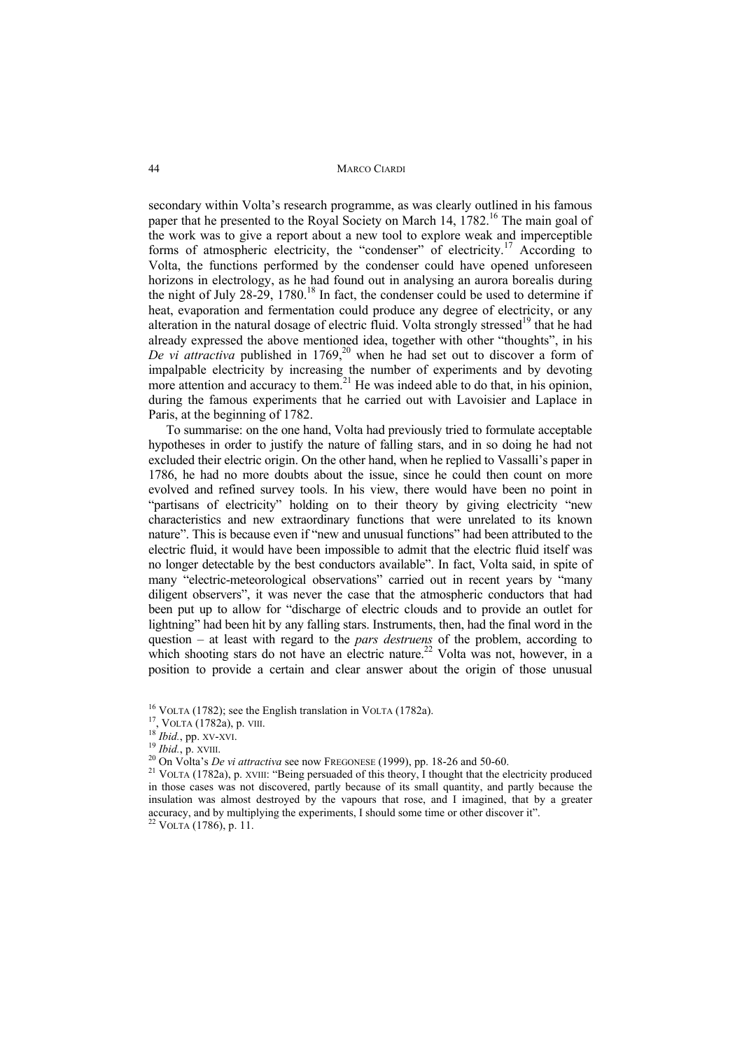secondary within Volta's research programme, as was clearly outlined in his famous paper that he presented to the Royal Society on March 14, 1782.[16] The main goal of the work was to give a report about a new tool to explore weak and imperceptible forms of atmospheric electricity, the "condenser" of electricity.[17] According to Volta, the functions performed by the condenser could have opened unforeseen horizons in electrology, as he had found out in analysing an aurora borealis during the night of July 28-29, 1780.[18] In fact, the condenser could be used to determine if heat, evaporation and fermentation could produce any degree of electricity, or any alteration in the natural dosage of electric fluid. Volta strongly stressed[19] that he had already expressed the above mentioned idea, together with other "thoughts", in his *De vi attractiva* published in 1769,[20] when he had set out to discover a form of impalpable electricity by increasing the number of experiments and by devoting more attention and accuracy to them.[21] He was indeed able to do that, in his opinion, during the famous experiments that he carried out with Lavoisier and Laplace in Paris, at the beginning of 1782.

To summarise: on the one hand, Volta had previously tried to formulate acceptable hypotheses in order to justify the nature of falling stars, and in so doing he had not excluded their electric origin. On the other hand, when he replied to Vassalli's paper in 1786, he had no more doubts about the issue, since he could then count on more evolved and refined survey tools. In his view, there would have been no point in "partisans of electricity" holding on to their theory by giving electricity "new characteristics and new extraordinary functions that were unrelated to its known nature". This is because even if "new and unusual functions" had been attributed to the electric fluid, it would have been impossible to admit that the electric fluid itself was no longer detectable by the best conductors available". In fact, Volta said, in spite of many "electric-meteorological observations" carried out in recent years by "many diligent observers", it was never the case that the atmospheric conductors that had been put up to allow for "discharge of electric clouds and to provide an outlet for lightning" had been hit by any falling stars. Instruments, then, had the final word in the question – at least with regard to the *pars destruens* of the problem, according to which shooting stars do not have an electric nature.[22] Volta was not, however, in a position to provide a certain and clear answer about the origin of those unusual

[16] VOLTA (1782); see the English translation in VOLTA (1782a).

[17], VOLTA (1782a), p. VIII.

[18] *Ibid.*, pp. XV-XVI.

[19] *Ibid.*, p. XVIII.

[20] On Volta's *De vi attractiva* see now FREGONESE (1999), pp. 18-26 and 50-60.

[21] VOLTA (1782a), p. XVIII: "Being persuaded of this theory, I thought that the electricity produced in those cases was not discovered, partly because of its small quantity, and partly because the insulation was almost destroyed by the vapours that rose, and I imagined, that by a greater accuracy, and by multiplying the experiments, I should some time or other discover it".

[22] VOLTA (1786), p. 11.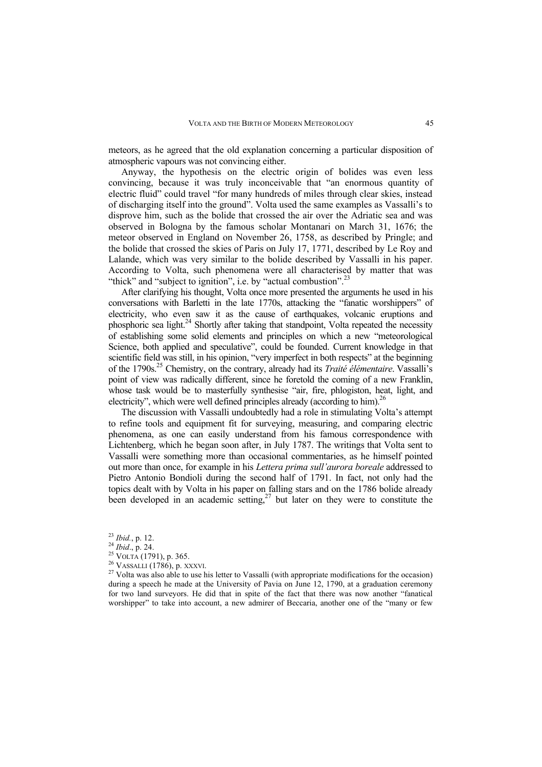meteors, as he agreed that the old explanation concerning a particular disposition of atmospheric vapours was not convincing either.

Anyway, the hypothesis on the electric origin of bolides was even less convincing, because it was truly inconceivable that "an enormous quantity of electric fluid" could travel "for many hundreds of miles through clear skies, instead of discharging itself into the ground". Volta used the same examples as Vassalli's to disprove him, such as the bolide that crossed the air over the Adriatic sea and was observed in Bologna by the famous scholar Montanari on March 31, 1676; the meteor observed in England on November 26, 1758, as described by Pringle; and the bolide that crossed the skies of Paris on July 17, 1771, described by Le Roy and Lalande, which was very similar to the bolide described by Vassalli in his paper. According to Volta, such phenomena were all characterised by matter that was "thick" and "subject to ignition", i.e. by "actual combustion".[23]

After clarifying his thought, Volta once more presented the arguments he used in his conversations with Barletti in the late 1770s, attacking the "fanatic worshippers" of electricity, who even saw it as the cause of earthquakes, volcanic eruptions and phosphoric sea light.[24] Shortly after taking that standpoint, Volta repeated the necessity of establishing some solid elements and principles on which a new "meteorological Science, both applied and speculative", could be founded. Current knowledge in that scientific field was still, in his opinion, "very imperfect in both respects" at the beginning of the 1790s.[25] Chemistry, on the contrary, already had its *Traité élémentaire*. Vassalli's point of view was radically different, since he foretold the coming of a new Franklin, whose task would be to masterfully synthesise "air, fire, phlogiston, heat, light, and electricity", which were well defined principles already (according to him).[26]

The discussion with Vassalli undoubtedly had a role in stimulating Volta's attempt to refine tools and equipment fit for surveying, measuring, and comparing electric phenomena, as one can easily understand from his famous correspondence with Lichtenberg, which he began soon after, in July 1787. The writings that Volta sent to Vassalli were something more than occasional commentaries, as he himself pointed out more than once, for example in his *Lettera prima sull'aurora boreale* addressed to Pietro Antonio Bondioli during the second half of 1791. In fact, not only had the topics dealt with by Volta in his paper on falling stars and on the 1786 bolide already been developed in an academic setting,[27] but later on they were to constitute the

[23] *Ibid.*, p. 12.

[24] *Ibid*., p. 24.

[25] VOLTA (1791), p. 365.

[26] VASSALLI (1786), p. XXXVI.

[27] Volta was also able to use his letter to Vassalli (with appropriate modifications for the occasion) during a speech he made at the University of Pavia on June 12, 1790, at a graduation ceremony for two land surveyors. He did that in spite of the fact that there was now another "fanatical worshipper" to take into account, a new admirer of Beccaria, another one of the "many or few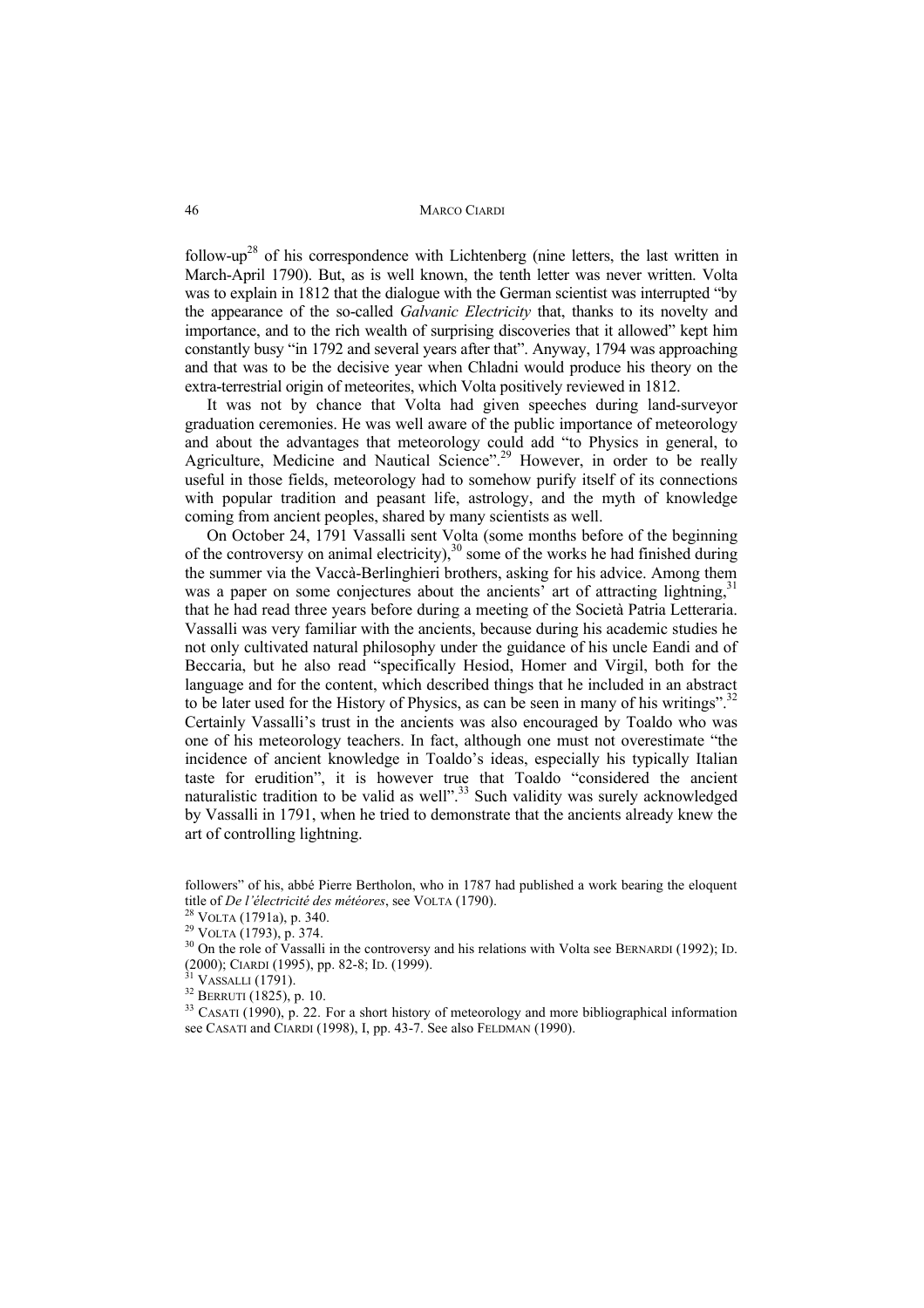follow-up[28] of his correspondence with Lichtenberg (nine letters, the last written in March-April 1790). But, as is well known, the tenth letter was never written. Volta was to explain in 1812 that the dialogue with the German scientist was interrupted "by the appearance of the so-called *Galvanic Electricity* that, thanks to its novelty and importance, and to the rich wealth of surprising discoveries that it allowed" kept him constantly busy "in 1792 and several years after that". Anyway, 1794 was approaching and that was to be the decisive year when Chladni would produce his theory on the extra-terrestrial origin of meteorites, which Volta positively reviewed in 1812.

It was not by chance that Volta had given speeches during land-surveyor graduation ceremonies. He was well aware of the public importance of meteorology and about the advantages that meteorology could add "to Physics in general, to Agriculture, Medicine and Nautical Science".[29] However, in order to be really useful in those fields, meteorology had to somehow purify itself of its connections with popular tradition and peasant life, astrology, and the myth of knowledge coming from ancient peoples, shared by many scientists as well.

On October 24, 1791 Vassalli sent Volta (some months before of the beginning of the controversy on animal electricity),[30] some of the works he had finished during the summer via the Vaccà-Berlinghieri brothers, asking for his advice. Among them was a paper on some conjectures about the ancients' art of attracting lightning,[31] that he had read three years before during a meeting of the Società Patria Letteraria. Vassalli was very familiar with the ancients, because during his academic studies he not only cultivated natural philosophy under the guidance of his uncle Eandi and of Beccaria, but he also read "specifically Hesiod, Homer and Virgil, both for the language and for the content, which described things that he included in an abstract to be later used for the History of Physics, as can be seen in many of his writings".[32] Certainly Vassalli's trust in the ancients was also encouraged by Toaldo who was one of his meteorology teachers. In fact, although one must not overestimate "the incidence of ancient knowledge in Toaldo's ideas, especially his typically Italian taste for erudition", it is however true that Toaldo "considered the ancient naturalistic tradition to be valid as well".[33] Such validity was surely acknowledged by Vassalli in 1791, when he tried to demonstrate that the ancients already knew the art of controlling lightning.

---

followers" of his, abbé Pierre Bertholon, who in 1787 had published a work bearing the eloquent title of *De l'électricité des météores*, see VOLTA (1790).

[28] VOLTA (1791a), p. 340.

[29] VOLTA (1793), p. 374.

[30] On the role of Vassalli in the controversy and his relations with Volta see BERNARDI (1992); ID. (2000); CIARDI (1995), pp. 82-8; ID. (1999).

[31] VASSALLI (1791).

[32] BERRUTI (1825), p. 10.

[33] CASATI (1990), p. 22. For a short history of meteorology and more bibliographical information see CASATI and CIARDI (1998), I, pp. 43-7. See also FELDMAN (1990).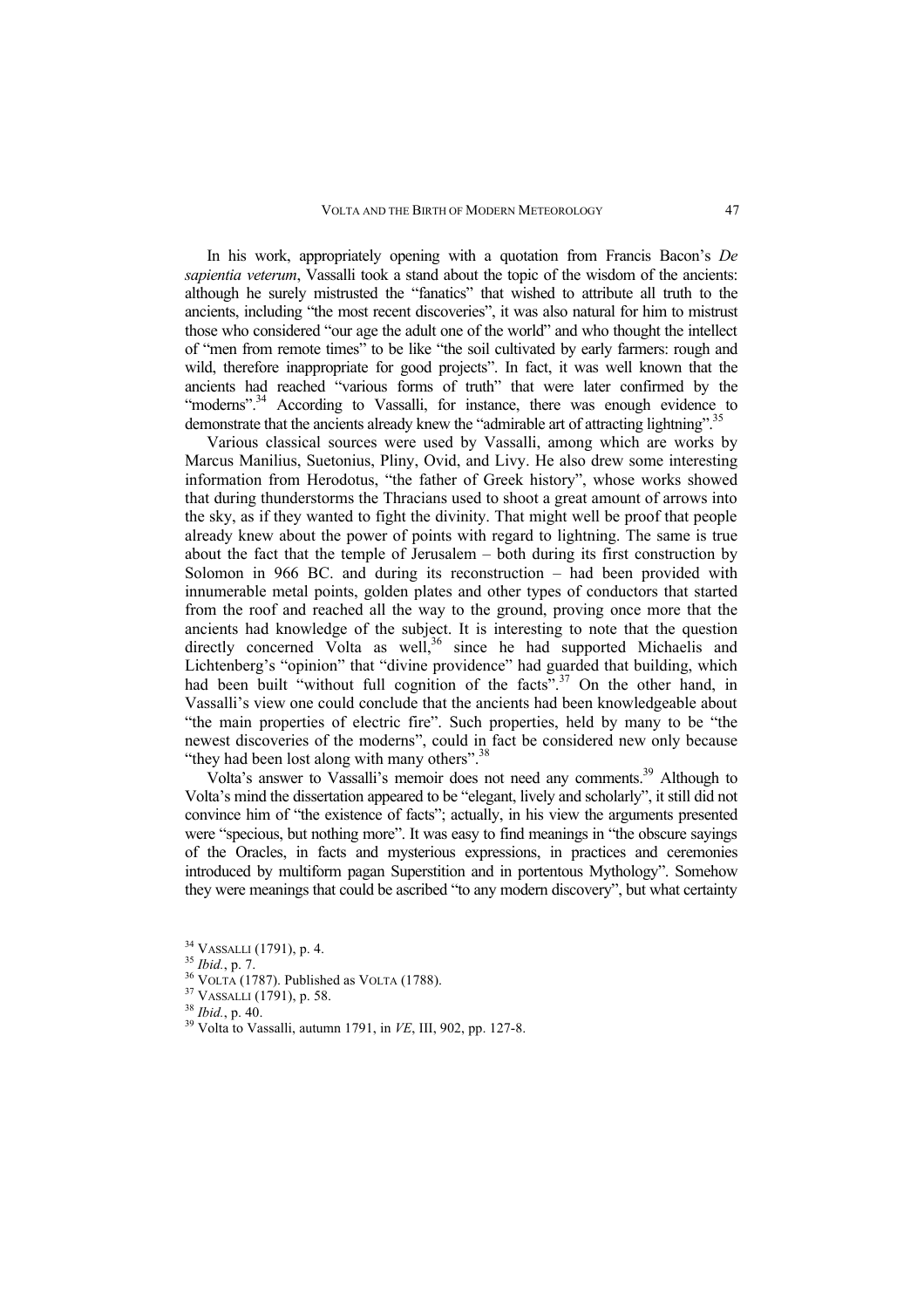In his work, appropriately opening with a quotation from Francis Bacon's *De sapientia veterum*, Vassalli took a stand about the topic of the wisdom of the ancients: although he surely mistrusted the "fanatics" that wished to attribute all truth to the ancients, including "the most recent discoveries", it was also natural for him to mistrust those who considered "our age the adult one of the world" and who thought the intellect of "men from remote times" to be like "the soil cultivated by early farmers: rough and wild, therefore inappropriate for good projects". In fact, it was well known that the ancients had reached "various forms of truth" that were later confirmed by the "moderns".[34] According to Vassalli, for instance, there was enough evidence to demonstrate that the ancients already knew the "admirable art of attracting lightning".[35]

Various classical sources were used by Vassalli, among which are works by Marcus Manilius, Suetonius, Pliny, Ovid, and Livy. He also drew some interesting information from Herodotus, "the father of Greek history", whose works showed that during thunderstorms the Thracians used to shoot a great amount of arrows into the sky, as if they wanted to fight the divinity. That might well be proof that people already knew about the power of points with regard to lightning. The same is true about the fact that the temple of Jerusalem – both during its first construction by Solomon in 966 BC. and during its reconstruction – had been provided with innumerable metal points, golden plates and other types of conductors that started from the roof and reached all the way to the ground, proving once more that the ancients had knowledge of the subject. It is interesting to note that the question directly concerned Volta as well,[36] since he had supported Michaelis and Lichtenberg's "opinion" that "divine providence" had guarded that building, which had been built "without full cognition of the facts".[37] On the other hand, in Vassalli's view one could conclude that the ancients had been knowledgeable about "the main properties of electric fire". Such properties, held by many to be "the newest discoveries of the moderns", could in fact be considered new only because "they had been lost along with many others".[38]

Volta's answer to Vassalli's memoir does not need any comments.[39] Although to Volta's mind the dissertation appeared to be "elegant, lively and scholarly", it still did not convince him of "the existence of facts"; actually, in his view the arguments presented were "specious, but nothing more". It was easy to find meanings in "the obscure sayings of the Oracles, in facts and mysterious expressions, in practices and ceremonies introduced by multiform pagan Superstition and in portentous Mythology". Somehow they were meanings that could be ascribed "to any modern discovery", but what certainty

[34] VASSALLI (1791), p. 4.

[35] *Ibid.*, p. 7.

[36] VOLTA (1787). Published as VOLTA (1788).

[37] VASSALLI (1791), p. 58.

[38] *Ibid.*, p. 40.

[39] Volta to Vassalli, autumn 1791, in *VE*, III, 902, pp. 127-8.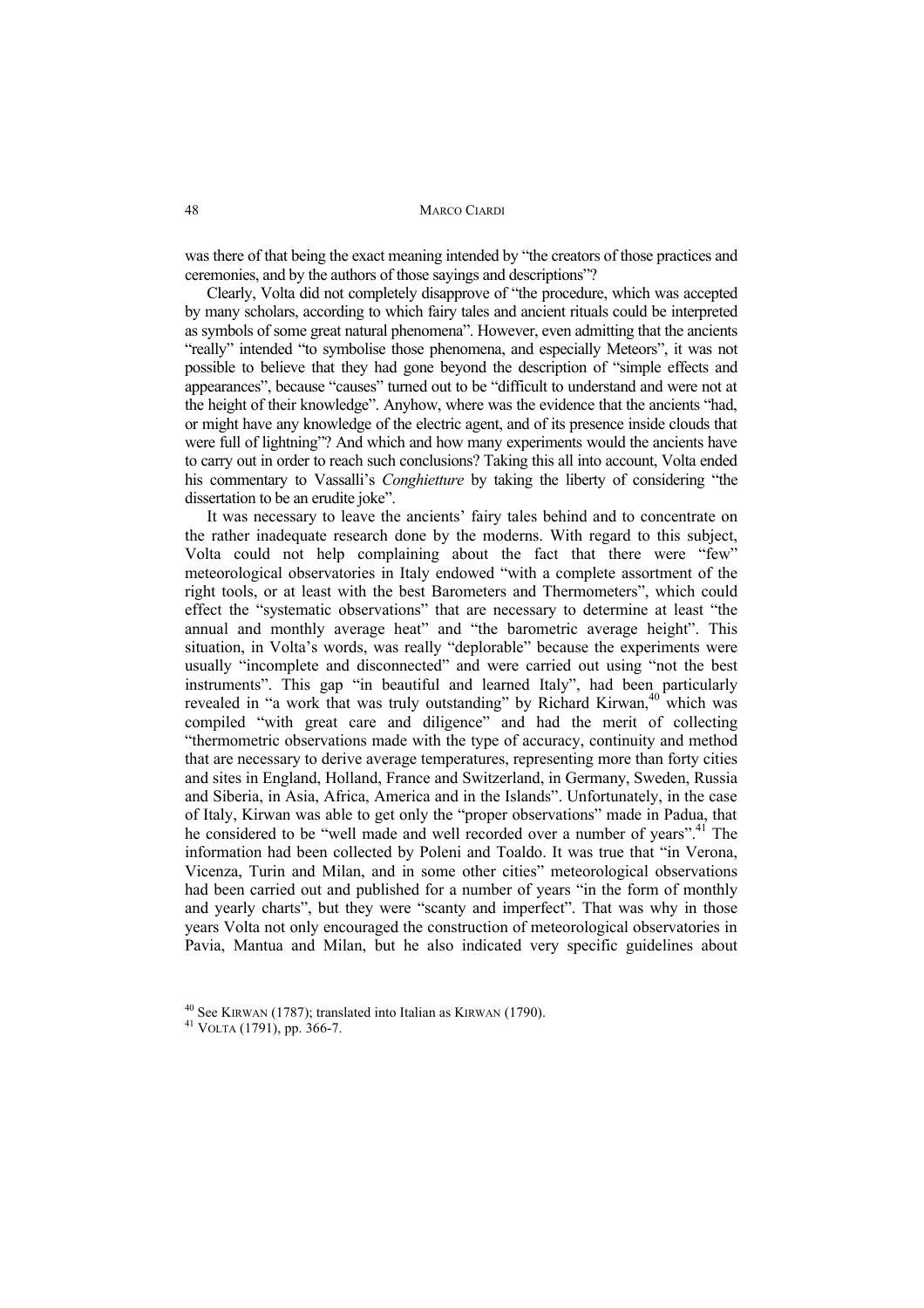was there of that being the exact meaning intended by "the creators of those practices and ceremonies, and by the authors of those sayings and descriptions"?

Clearly, Volta did not completely disapprove of "the procedure, which was accepted by many scholars, according to which fairy tales and ancient rituals could be interpreted as symbols of some great natural phenomena". However, even admitting that the ancients "really" intended "to symbolise those phenomena, and especially Meteors", it was not possible to believe that they had gone beyond the description of "simple effects and appearances", because "causes" turned out to be "difficult to understand and were not at the height of their knowledge". Anyhow, where was the evidence that the ancients "had, or might have any knowledge of the electric agent, and of its presence inside clouds that were full of lightning"? And which and how many experiments would the ancients have to carry out in order to reach such conclusions? Taking this all into account, Volta ended his commentary to Vassalli's *Conghietture* by taking the liberty of considering "the dissertation to be an erudite joke".

It was necessary to leave the ancients' fairy tales behind and to concentrate on the rather inadequate research done by the moderns. With regard to this subject, Volta could not help complaining about the fact that there were "few" meteorological observatories in Italy endowed "with a complete assortment of the right tools, or at least with the best Barometers and Thermometers", which could effect the "systematic observations" that are necessary to determine at least "the annual and monthly average heat" and "the barometric average height". This situation, in Volta's words, was really "deplorable" because the experiments were usually "incomplete and disconnected" and were carried out using "not the best instruments". This gap "in beautiful and learned Italy", had been particularly revealed in "a work that was truly outstanding" by Richard Kirwan,[40] which was compiled "with great care and diligence" and had the merit of collecting "thermometric observations made with the type of accuracy, continuity and method that are necessary to derive average temperatures, representing more than forty cities and sites in England, Holland, France and Switzerland, in Germany, Sweden, Russia and Siberia, in Asia, Africa, America and in the Islands". Unfortunately, in the case of Italy, Kirwan was able to get only the "proper observations" made in Padua, that he considered to be "well made and well recorded over a number of years".[41] The information had been collected by Poleni and Toaldo. It was true that "in Verona, Vicenza, Turin and Milan, and in some other cities" meteorological observations had been carried out and published for a number of years "in the form of monthly and yearly charts", but they were "scanty and imperfect". That was why in those years Volta not only encouraged the construction of meteorological observatories in Pavia, Mantua and Milan, but he also indicated very specific guidelines about

[40] See KIRWAN (1787); translated into Italian as KIRWAN (1790).
[41] VOLTA (1791), pp. 366-7.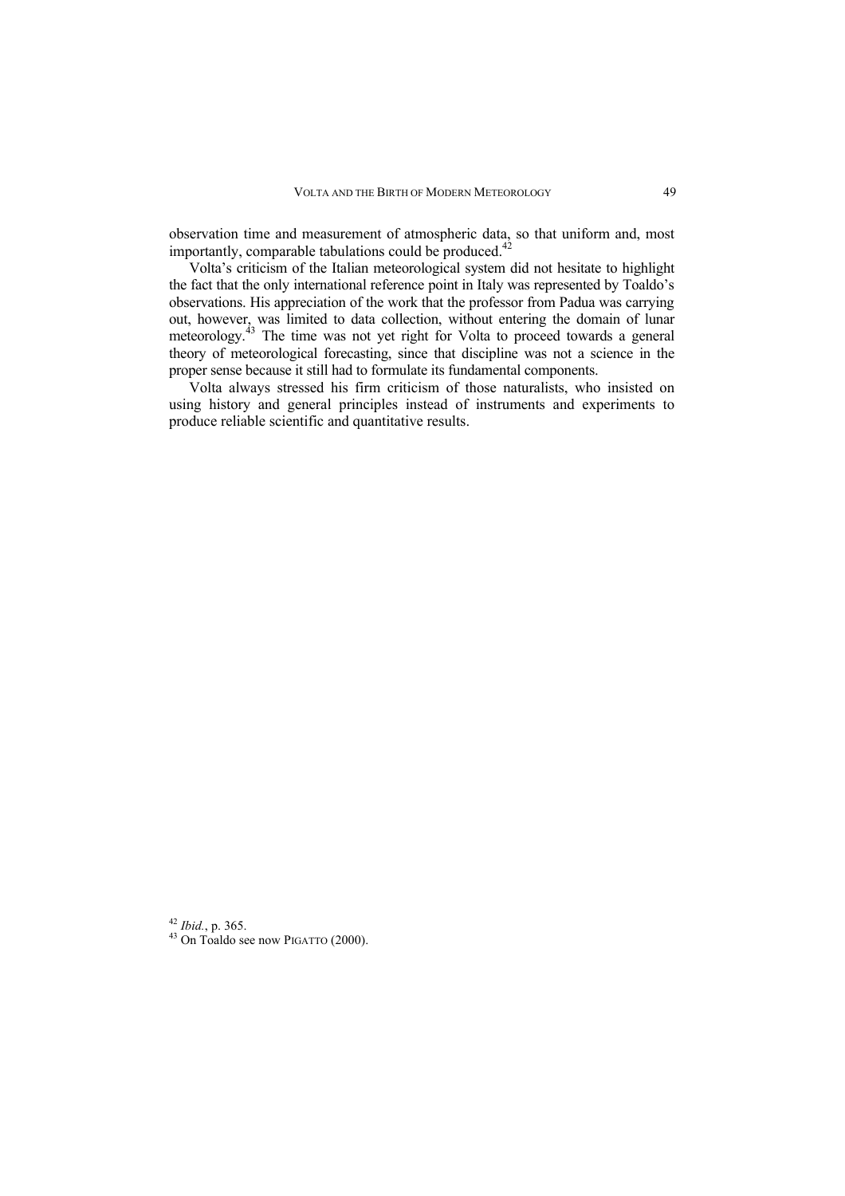observation time and measurement of atmospheric data, so that uniform and, most importantly, comparable tabulations could be produced.[42]

Volta's criticism of the Italian meteorological system did not hesitate to highlight the fact that the only international reference point in Italy was represented by Toaldo's observations. His appreciation of the work that the professor from Padua was carrying out, however, was limited to data collection, without entering the domain of lunar meteorology.[43] The time was not yet right for Volta to proceed towards a general theory of meteorological forecasting, since that discipline was not a science in the proper sense because it still had to formulate its fundamental components.

Volta always stressed his firm criticism of those naturalists, who insisted on using history and general principles instead of instruments and experiments to produce reliable scientific and quantitative results.

[42] *Ibid.*, p. 365.

[43] On Toaldo see now PIGATTO (2000).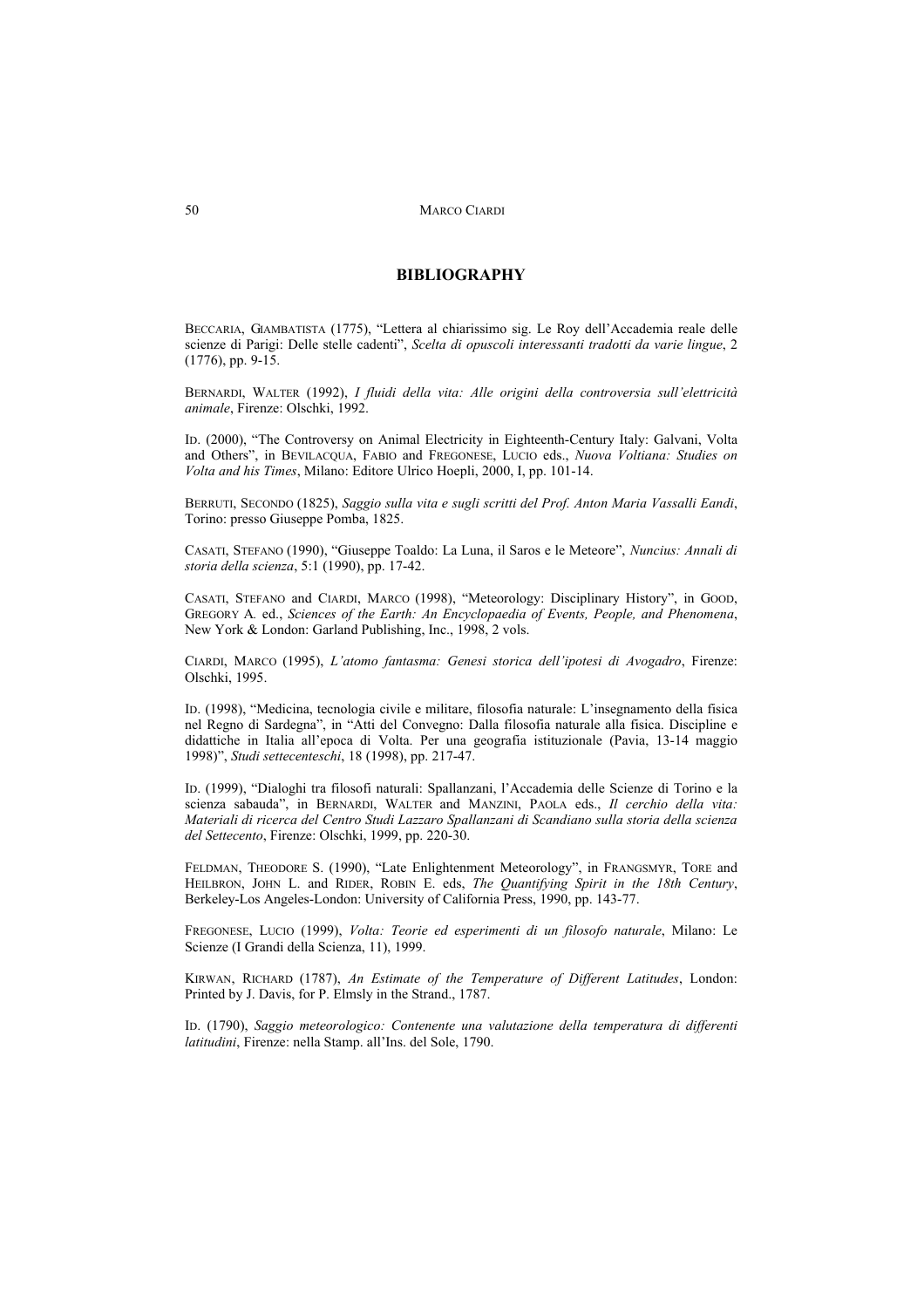## BIBLIOGRAPHY

BECCARIA, GIAMBATISTA (1775), "Lettera al chiarissimo sig. Le Roy dell'Accademia reale delle scienze di Parigi: Delle stelle cadenti", *Scelta di opuscoli interessanti tradotti da varie lingue*, 2 (1776), pp. 9-15.

BERNARDI, WALTER (1992), *I fluidi della vita: Alle origini della controversia sull'elettricità animale*, Firenze: Olschki, 1992.

ID. (2000), "The Controversy on Animal Electricity in Eighteenth-Century Italy: Galvani, Volta and Others", in BEVILACQUA, FABIO and FREGONESE, LUCIO eds., *Nuova Voltiana: Studies on Volta and his Times*, Milano: Editore Ulrico Hoepli, 2000, I, pp. 101-14.

BERRUTI, SECONDO (1825), *Saggio sulla vita e sugli scritti del Prof. Anton Maria Vassalli Eandi*, Torino: presso Giuseppe Pomba, 1825.

CASATI, STEFANO (1990), "Giuseppe Toaldo: La Luna, il Saros e le Meteore", *Nuncius: Annali di storia della scienza*, 5:1 (1990), pp. 17-42.

CASATI, STEFANO and CIARDI, MARCO (1998), "Meteorology: Disciplinary History", in GOOD, GREGORY A. ed., *Sciences of the Earth: An Encyclopaedia of Events, People, and Phenomena*, New York & London: Garland Publishing, Inc., 1998, 2 vols.

CIARDI, MARCO (1995), *L'atomo fantasma: Genesi storica dell'ipotesi di Avogadro*, Firenze: Olschki, 1995.

ID. (1998), "Medicina, tecnologia civile e militare, filosofia naturale: L'insegnamento della fisica nel Regno di Sardegna", in "Atti del Convegno: Dalla filosofia naturale alla fisica. Discipline e didattiche in Italia all'epoca di Volta. Per una geografia istituzionale (Pavia, 13-14 maggio 1998)", *Studi settecenteschi*, 18 (1998), pp. 217-47.

ID. (1999), "Dialoghi tra filosofi naturali: Spallanzani, l'Accademia delle Scienze di Torino e la scienza sabauda", in BERNARDI, WALTER and MANZINI, PAOLA eds., *Il cerchio della vita: Materiali di ricerca del Centro Studi Lazzaro Spallanzani di Scandiano sulla storia della scienza del Settecento*, Firenze: Olschki, 1999, pp. 220-30.

FELDMAN, THEODORE S. (1990), "Late Enlightenment Meteorology", in FRANGSMYR, TORE and HEILBRON, JOHN L. and RIDER, ROBIN E. eds, *The Quantifying Spirit in the 18th Century*, Berkeley-Los Angeles-London: University of California Press, 1990, pp. 143-77.

FREGONESE, LUCIO (1999), *Volta: Teorie ed esperimenti di un filosofo naturale*, Milano: Le Scienze (I Grandi della Scienza, 11), 1999.

KIRWAN, RICHARD (1787), *An Estimate of the Temperature of Different Latitudes*, London: Printed by J. Davis, for P. Elmsly in the Strand., 1787.

ID. (1790), *Saggio meteorologico: Contenente una valutazione della temperatura di differenti latitudini*, Firenze: nella Stamp. all'Ins. del Sole, 1790.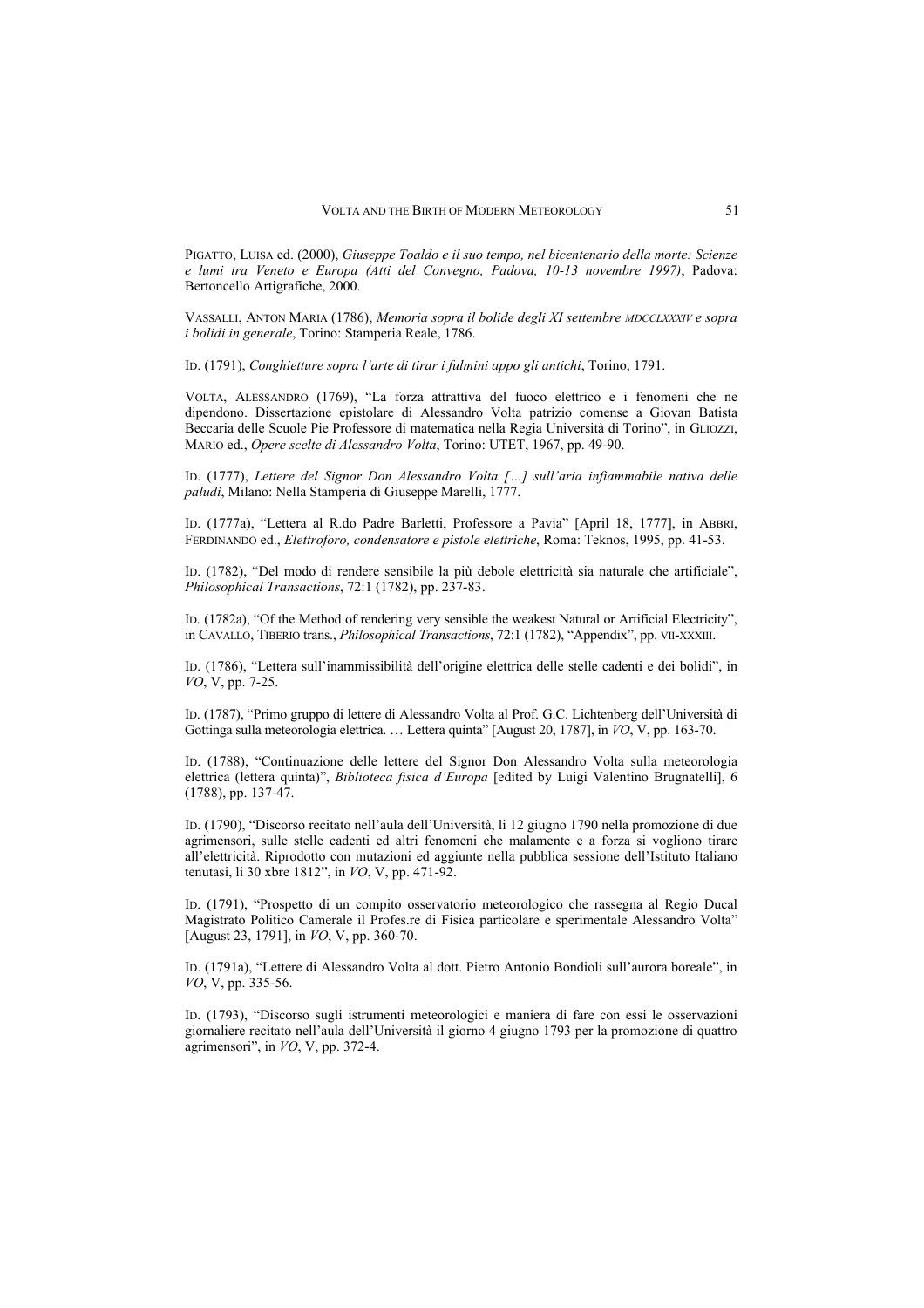PIGATTO, LUISA ed. (2000), *Giuseppe Toaldo e il suo tempo, nel bicentenario della morte: Scienze e lumi tra Veneto e Europa (Atti del Convegno, Padova, 10-13 novembre 1997)*, Padova: Bertoncello Artigrafiche, 2000.

VASSALLI, ANTON MARIA (1786), *Memoria sopra il bolide degli XI settembre MDCCLXXXIV e sopra i bolidi in generale*, Torino: Stamperia Reale, 1786.

ID. (1791), *Conghietture sopra l'arte di tirar i fulmini appo gli antichi*, Torino, 1791.

VOLTA, ALESSANDRO (1769), "La forza attrattiva del fuoco elettrico e i fenomeni che ne dipendono. Dissertazione epistolare di Alessandro Volta patrizio comense a Giovan Batista Beccaria delle Scuole Pie Professore di matematica nella Regia Università di Torino", in GLIOZZI, MARIO ed., *Opere scelte di Alessandro Volta*, Torino: UTET, 1967, pp. 49-90.

ID. (1777), *Lettere del Signor Don Alessandro Volta […] sull'aria infiammabile nativa delle paludi*, Milano: Nella Stamperia di Giuseppe Marelli, 1777.

ID. (1777a), "Lettera al R.do Padre Barletti, Professore a Pavia" [April 18, 1777], in ABBRI, FERDINANDO ed., *Elettroforo, condensatore e pistole elettriche*, Roma: Teknos, 1995, pp. 41-53.

ID. (1782), "Del modo di rendere sensibile la più debole elettricità sia naturale che artificiale", *Philosophical Transactions*, 72:1 (1782), pp. 237-83.

ID. (1782a), "Of the Method of rendering very sensible the weakest Natural or Artificial Electricity", in CAVALLO, TIBERIO trans., *Philosophical Transactions*, 72:1 (1782), "Appendix", pp. VII-XXXIII.

ID. (1786), "Lettera sull'inammissibilità dell'origine elettrica delle stelle cadenti e dei bolidi", in *VO*, V, pp. 7-25.

ID. (1787), "Primo gruppo di lettere di Alessandro Volta al Prof. G.C. Lichtenberg dell'Università di Gottinga sulla meteorologia elettrica. … Lettera quinta" [August 20, 1787], in *VO*, V, pp. 163-70.

ID. (1788), "Continuazione delle lettere del Signor Don Alessandro Volta sulla meteorologia elettrica (lettera quinta)", *Biblioteca fisica d'Europa* [edited by Luigi Valentino Brugnatelli], 6 (1788), pp. 137-47.

ID. (1790), "Discorso recitato nell'aula dell'Università, li 12 giugno 1790 nella promozione di due agrimensori, sulle stelle cadenti ed altri fenomeni che malamente e a forza si vogliono tirare all'elettricità. Riprodotto con mutazioni ed aggiunte nella pubblica sessione dell'Istituto Italiano tenutasi, li 30 xbre 1812", in *VO*, V, pp. 471-92.

ID. (1791), "Prospetto di un compito osservatorio meteorologico che rassegna al Regio Ducal Magistrato Politico Camerale il Profes.re di Fisica particolare e sperimentale Alessandro Volta" [August 23, 1791], in *VO*, V, pp. 360-70.

ID. (1791a), "Lettere di Alessandro Volta al dott. Pietro Antonio Bondioli sull'aurora boreale", in *VO*, V, pp. 335-56.

ID. (1793), "Discorso sugli istrumenti meteorologici e maniera di fare con essi le osservazioni giornaliere recitato nell'aula dell'Università il giorno 4 giugno 1793 per la promozione di quattro agrimensori", in *VO*, V, pp. 372-4.